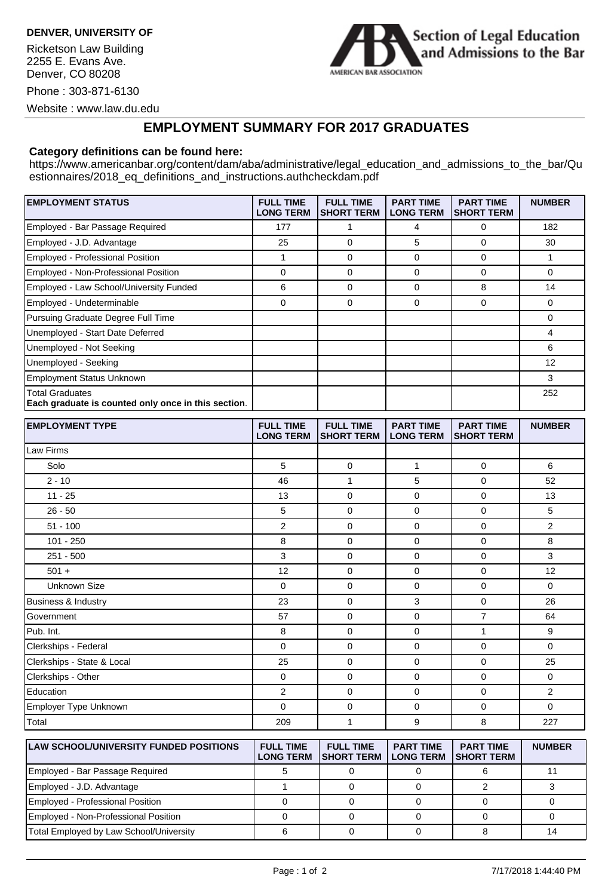**DENVER, UNIVERSITY OF**

Ricketson Law Building
2255 E. Evans Ave.
Denver, CO 80208

Phone : 303-871-6130

Website : www.law.du.edu

Section of Legal Education and Admissions to the Bar
AMERICAN BAR ASSOCIATION

# EMPLOYMENT SUMMARY FOR 2017 GRADUATES

**Category definitions can be found here:**
https://www.americanbar.org/content/dam/aba/administrative/legal_education_and_admissions_to_the_bar/Questionnaires/2018_eq_definitions_and_instructions.authcheckdam.pdf

| EMPLOYMENT STATUS | FULL TIME LONG TERM | FULL TIME SHORT TERM | PART TIME LONG TERM | PART TIME SHORT TERM | NUMBER |
|---|---|---|---|---|---|
| Employed - Bar Passage Required | 177 | 1 | 4 | 0 | 182 |
| Employed - J.D. Advantage | 25 | 0 | 5 | 0 | 30 |
| Employed - Professional Position | 1 | 0 | 0 | 0 | 1 |
| Employed - Non-Professional Position | 0 | 0 | 0 | 0 | 0 |
| Employed - Law School/University Funded | 6 | 0 | 0 | 8 | 14 |
| Employed - Undeterminable | 0 | 0 | 0 | 0 | 0 |
| Pursuing Graduate Degree Full Time | | | | | 0 |
| Unemployed - Start Date Deferred | | | | | 4 |
| Unemployed - Not Seeking | | | | | 6 |
| Unemployed - Seeking | | | | | 12 |
| Employment Status Unknown | | | | | 3 |
| Total Graduates **Each graduate is counted only once in this section**. | | | | | 252 |

| EMPLOYMENT TYPE | FULL TIME LONG TERM | FULL TIME SHORT TERM | PART TIME LONG TERM | PART TIME SHORT TERM | NUMBER |
|---|---|---|---|---|---|
| Law Firms | | | | | |
| Solo | 5 | 0 | 1 | 0 | 6 |
| 2 - 10 | 46 | 1 | 5 | 0 | 52 |
| 11 - 25 | 13 | 0 | 0 | 0 | 13 |
| 26 - 50 | 5 | 0 | 0 | 0 | 5 |
| 51 - 100 | 2 | 0 | 0 | 0 | 2 |
| 101 - 250 | 8 | 0 | 0 | 0 | 8 |
| 251 - 500 | 3 | 0 | 0 | 0 | 3 |
| 501 + | 12 | 0 | 0 | 0 | 12 |
| Unknown Size | 0 | 0 | 0 | 0 | 0 |
| Business & Industry | 23 | 0 | 3 | 0 | 26 |
| Government | 57 | 0 | 0 | 7 | 64 |
| Pub. Int. | 8 | 0 | 0 | 1 | 9 |
| Clerkships - Federal | 0 | 0 | 0 | 0 | 0 |
| Clerkships - State & Local | 25 | 0 | 0 | 0 | 25 |
| Clerkships - Other | 0 | 0 | 0 | 0 | 0 |
| Education | 2 | 0 | 0 | 0 | 2 |
| Employer Type Unknown | 0 | 0 | 0 | 0 | 0 |
| Total | 209 | 1 | 9 | 8 | 227 |

| LAW SCHOOL/UNIVERSITY FUNDED POSITIONS | FULL TIME LONG TERM | FULL TIME SHORT TERM | PART TIME LONG TERM | PART TIME SHORT TERM | NUMBER |
|---|---|---|---|---|---|
| Employed - Bar Passage Required | 5 | 0 | 0 | 6 | 11 |
| Employed - J.D. Advantage | 1 | 0 | 0 | 2 | 3 |
| Employed - Professional Position | 0 | 0 | 0 | 0 | 0 |
| Employed - Non-Professional Position | 0 | 0 | 0 | 0 | 0 |
| Total Employed by Law School/University | 6 | 0 | 0 | 8 | 14 |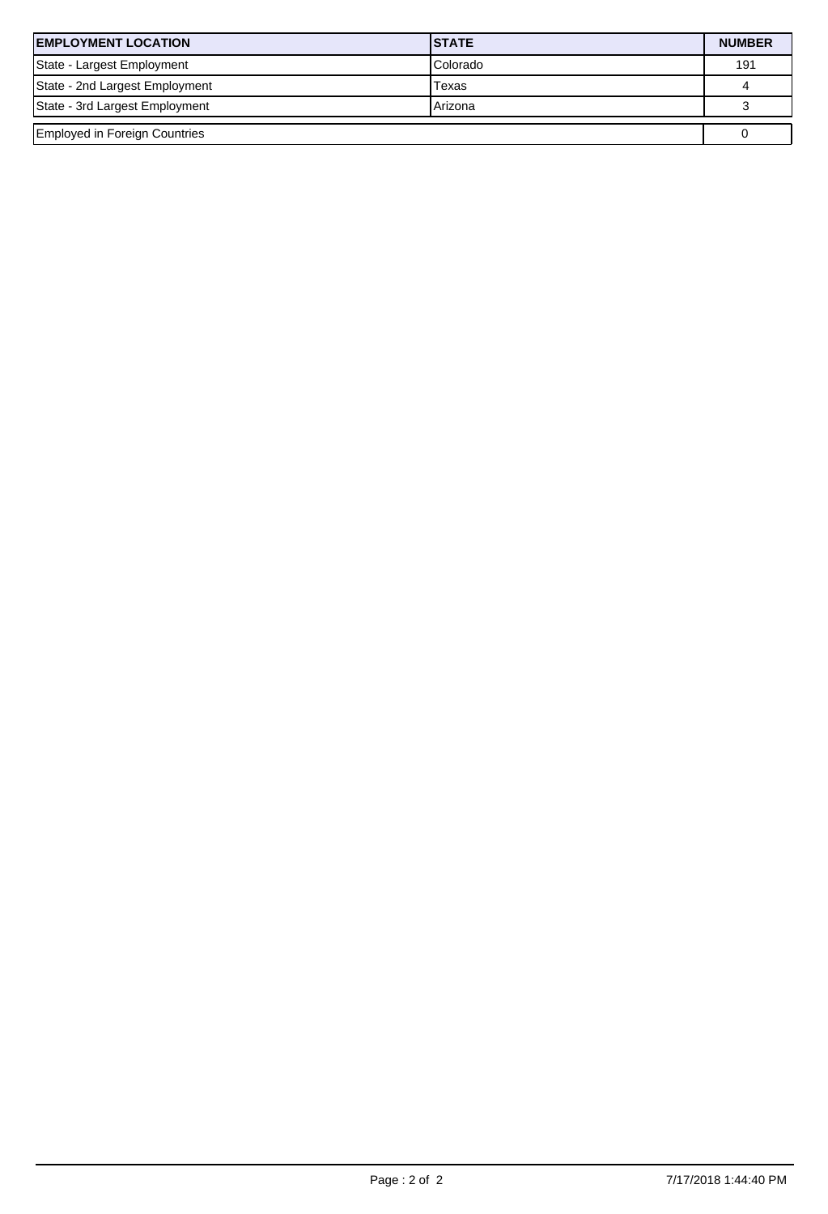| EMPLOYMENT LOCATION | STATE | NUMBER |
| --- | --- | --- |
| State - Largest Employment | Colorado | 191 |
| State - 2nd Largest Employment | Texas | 4 |
| State - 3rd Largest Employment | Arizona | 3 |
| Employed in Foreign Countries | | 0 |